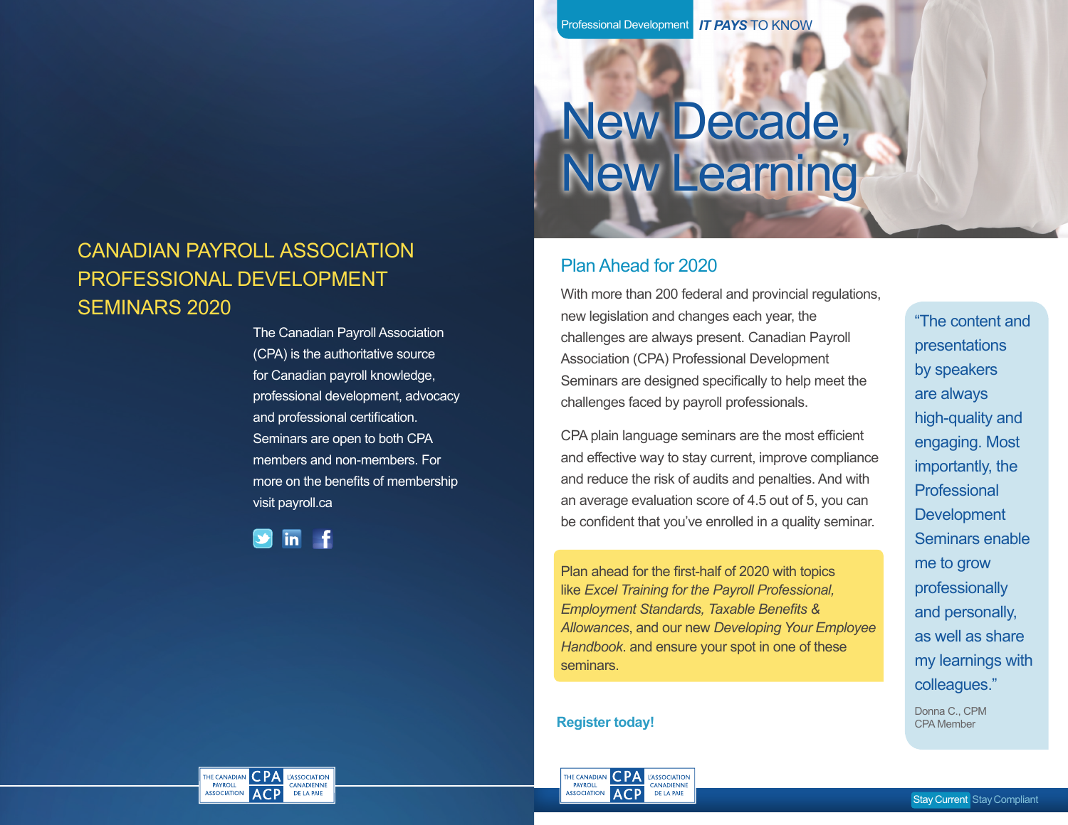# CANADIAN PAYROLL ASSOCIATION PROFESSIONAL DEVELOPMENT SEMINARS 2020

The Canadian Payroll Association (CPA) is the authoritative source for Canadian payroll knowledge, professional development, advocacy and professional certification. Seminars are open to both CPA members and non-members. For more on the benefits of membership visit payroll.ca

THE CANADIAN PAYROLL ASSOCIATION CPA ACP L'ASSOCIATION CANADIENNE DE LA PAIE

Professional Development *IT PAYS* TO KNOW

# New Decade, New Learning

## Plan Ahead for 2020

With more than 200 federal and provincial regulations, new legislation and changes each year, the challenges are always present. Canadian Payroll Association (CPA) Professional Development Seminars are designed specifically to help meet the challenges faced by payroll professionals.

CPA plain language seminars are the most efficient and effective way to stay current, improve compliance and reduce the risk of audits and penalties. And with an average evaluation score of 4.5 out of 5, you can be confident that you've enrolled in a quality seminar.

Plan ahead for the first-half of 2020 with topics like *Excel Training for the Payroll Professional, Employment Standards, Taxable Benefits & Allowances*, and our new *Developing Your Employee Handbook*. and ensure your spot in one of these seminars.

"The content and presentations by speakers are always high-quality and engaging. Most importantly, the Professional Development Seminars enable me to grow professionally and personally, as well as share my learnings with colleagues."

Donna C., CPM
CPA Member

**Register today!**

THE CANADIAN PAYROLL ASSOCIATION CPA ACP L'ASSOCIATION CANADIENNE DE LA PAIE

Stay Current Stay Compliant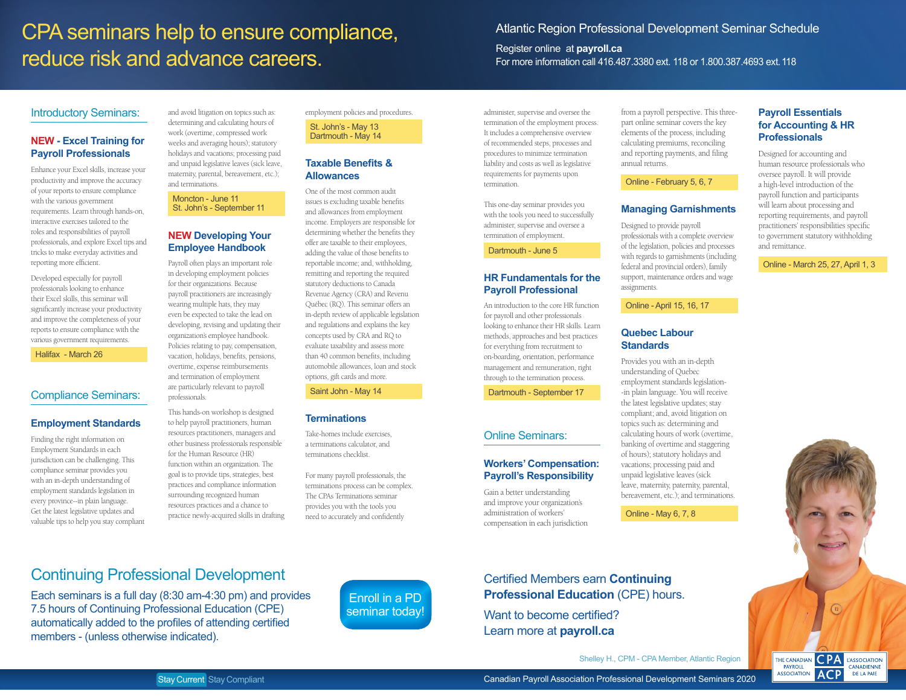# CPA seminars help to ensure compliance, reduce risk and advance careers.

Atlantic Region Professional Development Seminar Schedule

Register online at **payroll.ca**
For more information call 416.487.3380 ext. 118 or 1.800.387.4693 ext. 118

## Introductory Seminars:

### NEW - Excel Training for Payroll Professionals

Enhance your Excel skills, increase your productivity and improve the accuracy of your reports to ensure compliance with the various government requirements. Learn through hands-on, interactive exercises tailored to the roles and responsibilities of payroll professionals, and explore Excel tips and tricks to make everyday activities and reporting more efficient.

Developed especially for payroll professionals looking to enhance their Excel skills, this seminar will significantly increase your productivity and improve the completeness of your reports to ensure compliance with the various government requirements.

Halifax - March 26

## Compliance Seminars:

### Employment Standards

Finding the right information on Employment Standards in each jurisdiction can be challenging. This compliance seminar provides you with an in-depth understanding of employment standards legislation in every province--in plain language. Get the latest legislative updates and valuable tips to help you stay compliant and avoid litigation on topics such as: determining and calculating hours of work (overtime, compressed work weeks and averaging hours); statutory holidays and vacations; processing paid and unpaid legislative leaves (sick leave, maternity, parental, bereavement, etc.); and terminations.

Moncton - June 11
St. John's - September 11

### NEW Developing Your Employee Handbook

Payroll often plays an important role in developing employment policies for their organizations. Because payroll practitioners are increasingly wearing multiple hats, they may even be expected to take the lead on developing, revising and updating their organization's employee handbook. Policies relating to pay, compensation, vacation, holidays, benefits, pensions, overtime, expense reimbursements and termination of employment are particularly relevant to payroll professionals.

This hands-on workshop is designed to help payroll practitioners, human resources practitioners, managers and other business professionals responsible for the Human Resource (HR) function within an organization. The goal is to provide tips, strategies, best practices and compliance information surrounding recognized human resources practices and a chance to practice newly-acquired skills in drafting employment policies and procedures.

St. John's - May 13
Dartmouth - May 14

### Taxable Benefits & Allowances

One of the most common audit issues is excluding taxable benefits and allowances from employment income. Employers are responsible for determining whether the benefits they offer are taxable to their employees, adding the value of those benefits to reportable income; and, withholding, remitting and reporting the required statutory deductions to Canada Revenue Agency (CRA) and Revenu Québec (RQ). This seminar offers an in-depth review of applicable legislation and regulations and explains the key concepts used by CRA and RQ to evaluate taxability and assess more than 40 common benefits, including automobile allowances, loan and stock options, gift cards and more.

Saint John - May 14

### Terminations

Take-homes include exercises, a terminations calculator, and terminations checklist.

For many payroll professionals, the terminations process can be complex. The CPAs Terminations seminar provides you with the tools you need to accurately and confidently administer, supervise and oversee the termination of the employment process. It includes a comprehensive overview of recommended steps, processes and procedures to minimize termination liability and costs as well as legislative requirements for payments upon termination.

This one-day seminar provides you with the tools you need to successfully administer, supervise and oversee a termination of employment.

Dartmouth - June 5

### HR Fundamentals for the Payroll Professional

An introduction to the core HR function for payroll and other professionals looking to enhance their HR skills. Learn methods, approaches and best practices for everything from recruitment to on-boarding, orientation, performance management and remuneration, right through to the termination process.

Dartmouth - September 17

## Online Seminars:

### Workers' Compensation: Payroll's Responsibility

Gain a better understanding and improve your organization's administration of workers' compensation in each jurisdiction from a payroll perspective. This three-part online seminar covers the key elements of the process, including calculating premiums, reconciling and reporting payments, and filing annual returns.

Online - February 5, 6, 7

### Managing Garnishments

Designed to provide payroll professionals with a complete overview of the legislation, policies and processes with regards to garnishments (including federal and provincial orders), family support, maintenance orders and wage assignments.

Online - April 15, 16, 17

### Quebec Labour Standards

Provides you with an in-depth understanding of Quebec employment standards legislation--in plain language. You will receive the latest legislative updates; stay compliant; and, avoid litigation on topics such as: determining and calculating hours of work (overtime, banking of overtime and staggering of hours); statutory holidays and vacations; processing paid and unpaid legislative leaves (sick leave, maternity, paternity, parental, bereavement, etc.); and terminations.

Online - May 6, 7, 8

### Payroll Essentials for Accounting & HR Professionals

Designed for accounting and human resource professionals who oversee payroll. It will provide a high-level introduction of the payroll function and participants will learn about processing and reporting requirements, and payroll practitioners' responsibilities specific to government statutory withholding and remittance.

Online - March 25, 27, April 1, 3

## Continuing Professional Development

Each seminars is a full day (8:30 am-4:30 pm) and provides 7.5 hours of Continuing Professional Education (CPE) automatically added to the profiles of attending certified members - (unless otherwise indicated).

Enroll in a PD seminar today!

Certified Members earn **Continuing Professional Education** (CPE) hours.

Want to become certified?
Learn more at **payroll.ca**

Shelley H., CPM - CPA Member, Atlantic Region

The Canadian Payroll Association CPA | ACP L'Association canadienne de la paie

Stay Current Stay Compliant

Canadian Payroll Association Professional Development Seminars 2020